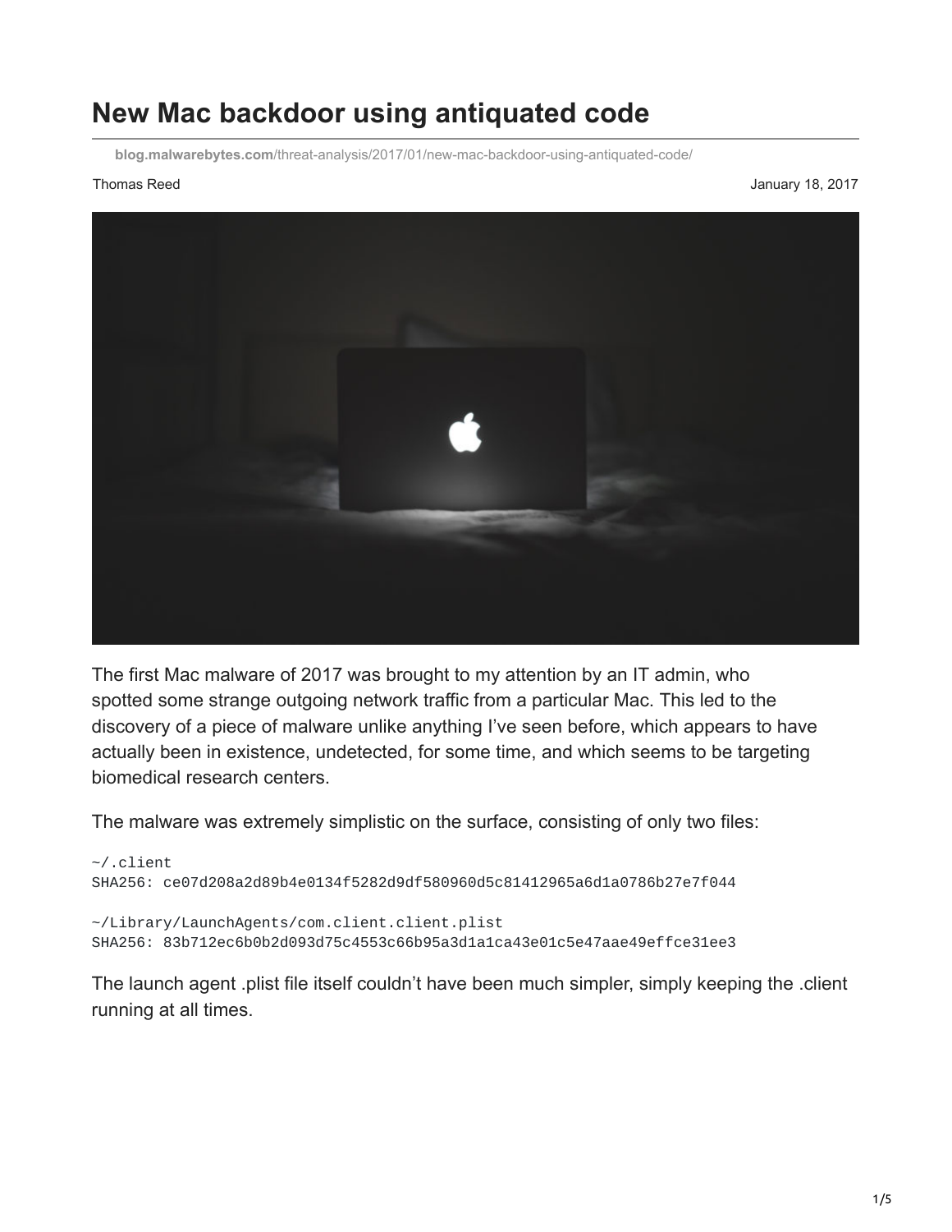# New Mac backdoor using antiquated code

blog.malwarebytes.com/threat-analysis/2017/01/new-mac-backdoor-using-antiquated-code/

Thomas Reed

January 18, 2017

The first Mac malware of 2017 was brought to my attention by an IT admin, who spotted some strange outgoing network traffic from a particular Mac. This led to the discovery of a piece of malware unlike anything I've seen before, which appears to have actually been in existence, undetected, for some time, and which seems to be targeting biomedical research centers.

The malware was extremely simplistic on the surface, consisting of only two files:

```
~/.client
SHA256: ce07d208a2d89b4e0134f5282d9df580960d5c81412965a6d1a0786b27e7f044

~/Library/LaunchAgents/com.client.client.plist
SHA256: 83b712ec6b0b2d093d75c4553c66b95a3d1a1ca43e01c5e47aae49effce31ee3
```

The launch agent .plist file itself couldn't have been much simpler, simply keeping the .client running at all times.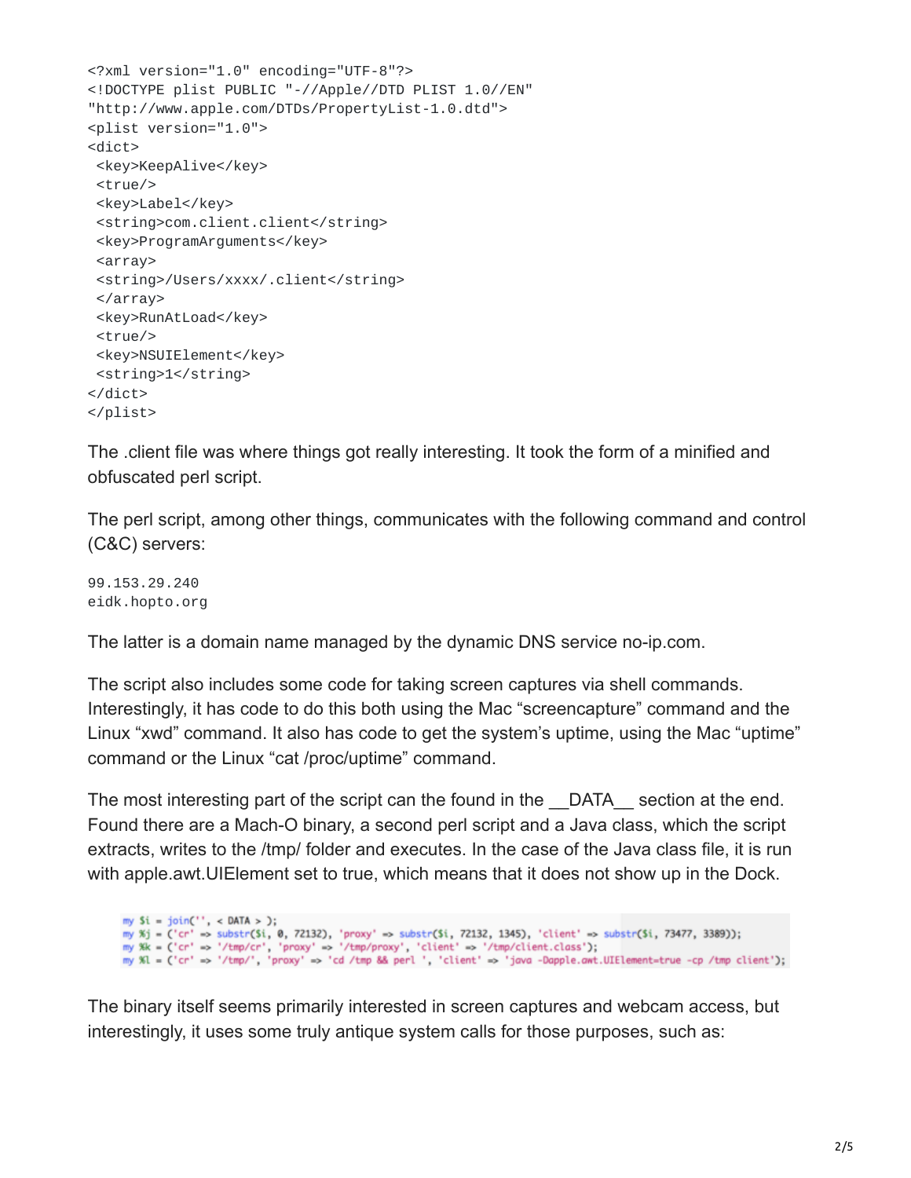```
<?xml version="1.0" encoding="UTF-8"?>
<!DOCTYPE plist PUBLIC "-//Apple//DTD PLIST 1.0//EN"
"http://www.apple.com/DTDs/PropertyList-1.0.dtd">
<plist version="1.0">
<dict>
 <key>KeepAlive</key>
 <true/>
 <key>Label</key>
 <string>com.client.client</string>
 <key>ProgramArguments</key>
 <array>
 <string>/Users/xxxx/.client</string>
 </array>
 <key>RunAtLoad</key>
 <true/>
 <key>NSUIElement</key>
 <string>1</string>
</dict>
</plist>
```

The .client file was where things got really interesting. It took the form of a minified and obfuscated perl script.

The perl script, among other things, communicates with the following command and control (C&C) servers:

```
99.153.29.240
eidk.hopto.org
```

The latter is a domain name managed by the dynamic DNS service no-ip.com.

The script also includes some code for taking screen captures via shell commands. Interestingly, it has code to do this both using the Mac "screencapture" command and the Linux "xwd" command. It also has code to get the system's uptime, using the Mac "uptime" command or the Linux "cat /proc/uptime" command.

The most interesting part of the script can the found in the __DATA__ section at the end. Found there are a Mach-O binary, a second perl script and a Java class, which the script extracts, writes to the /tmp/ folder and executes. In the case of the Java class file, it is run with apple.awt.UIElement set to true, which means that it does not show up in the Dock.

```
my $i = join('', < DATA > );
my %j = ('cr' => substr($i, 0, 72132), 'proxy' => substr($i, 72132, 1345), 'client' => substr($i, 73477, 3389));
my %k = ('cr' => '/tmp/cr', 'proxy' => '/tmp/proxy', 'client' => '/tmp/client.class');
my %l = ('cr' => '/tmp/', 'proxy' => 'cd /tmp && perl ', 'client' => 'java -Dapple.awt.UIElement=true -cp /tmp client');
```

The binary itself seems primarily interested in screen captures and webcam access, but interestingly, it uses some truly antique system calls for those purposes, such as: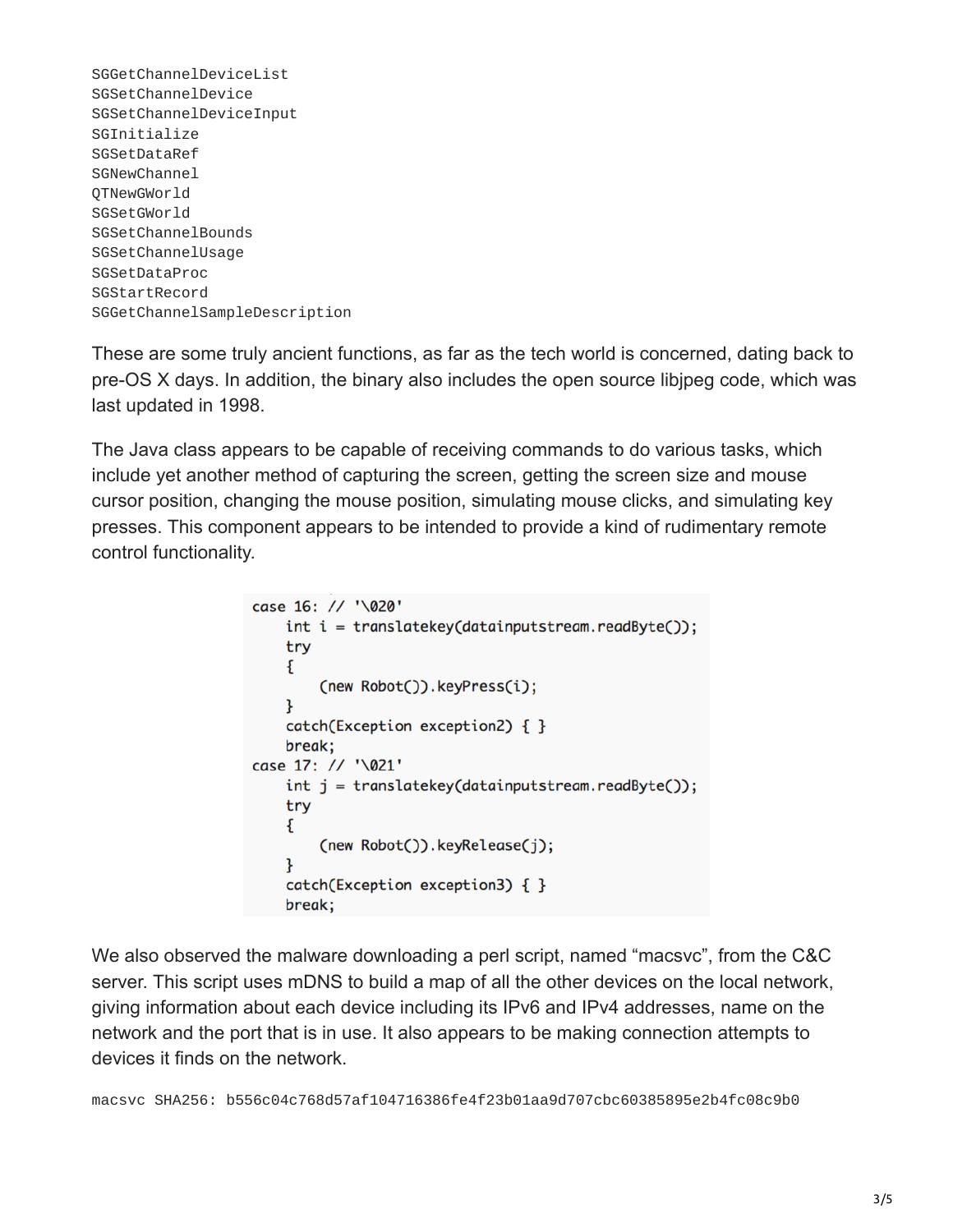```
SGGetChannelDeviceList
SGSetChannelDevice
SGSetChannelDeviceInput
SGInitialize
SGSetDataRef
SGNewChannel
QTNewGWorld
SGSetGWorld
SGSetChannelBounds
SGSetChannelUsage
SGSetDataProc
SGStartRecord
SGGetChannelSampleDescription
```

These are some truly ancient functions, as far as the tech world is concerned, dating back to pre-OS X days. In addition, the binary also includes the open source libjpeg code, which was last updated in 1998.

The Java class appears to be capable of receiving commands to do various tasks, which include yet another method of capturing the screen, getting the screen size and mouse cursor position, changing the mouse position, simulating mouse clicks, and simulating key presses. This component appears to be intended to provide a kind of rudimentary remote control functionality.

```
case 16: // '\020'
    int i = translatekey(datainputstream.readByte());
    try
    {
        (new Robot()).keyPress(i);
    }
    catch(Exception exception2) { }
    break;
case 17: // '\021'
    int j = translatekey(datainputstream.readByte());
    try
    {
        (new Robot()).keyRelease(j);
    }
    catch(Exception exception3) { }
    break;
```

We also observed the malware downloading a perl script, named "macsvc", from the C&C server. This script uses mDNS to build a map of all the other devices on the local network, giving information about each device including its IPv6 and IPv4 addresses, name on the network and the port that is in use. It also appears to be making connection attempts to devices it finds on the network.

```
macsvc SHA256: b556c04c768d57af104716386fe4f23b01aa9d707cbc60385895e2b4fc08c9b0
```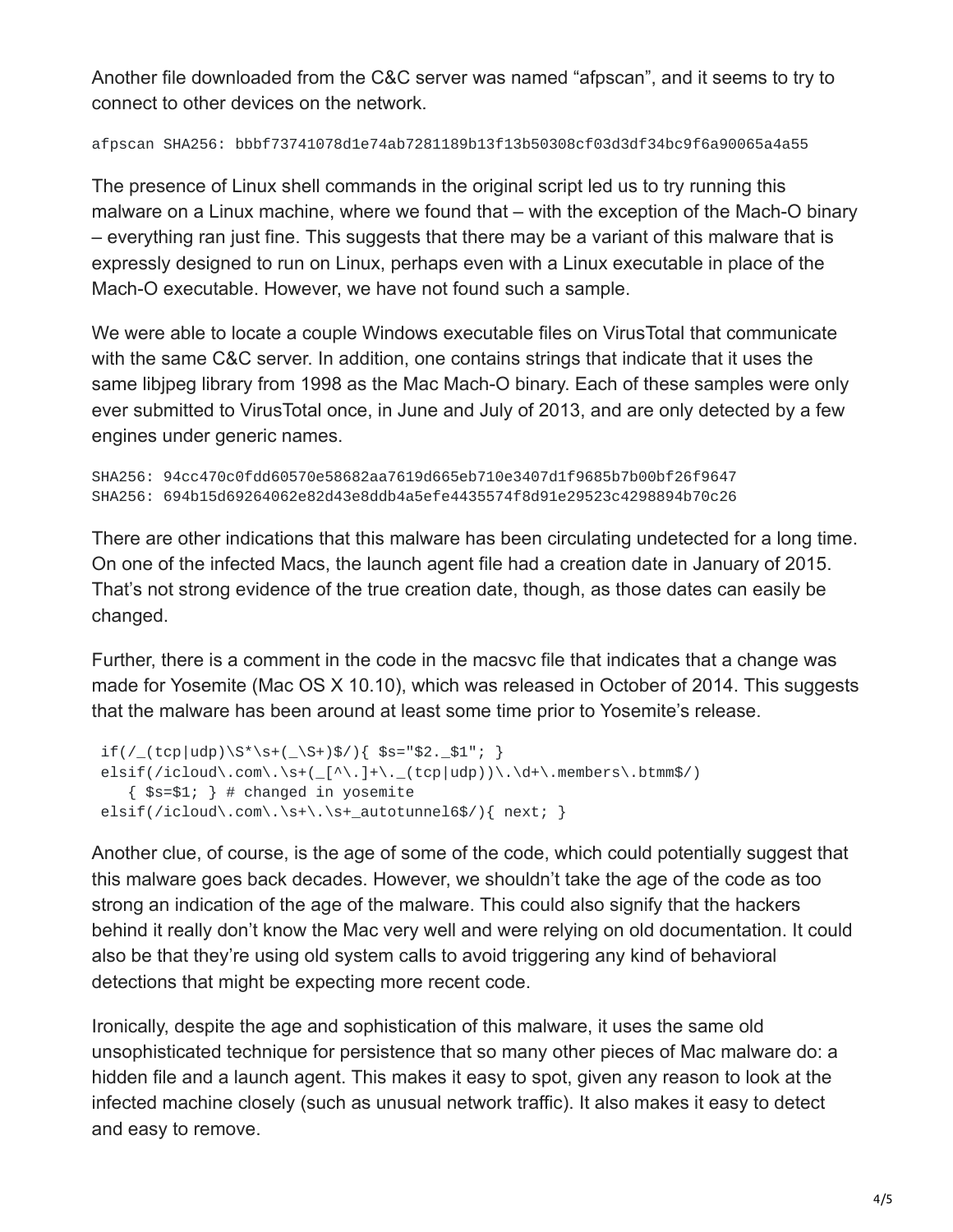Another file downloaded from the C&C server was named “afpscan”, and it seems to try to connect to other devices on the network.

```
afpscan SHA256: bbbf73741078d1e74ab7281189b13f13b50308cf03d3df34bc9f6a90065a4a55
```

The presence of Linux shell commands in the original script led us to try running this malware on a Linux machine, where we found that – with the exception of the Mach-O binary – everything ran just fine. This suggests that there may be a variant of this malware that is expressly designed to run on Linux, perhaps even with a Linux executable in place of the Mach-O executable. However, we have not found such a sample.

We were able to locate a couple Windows executable files on VirusTotal that communicate with the same C&C server. In addition, one contains strings that indicate that it uses the same libjpeg library from 1998 as the Mac Mach-O binary. Each of these samples were only ever submitted to VirusTotal once, in June and July of 2013, and are only detected by a few engines under generic names.

```
SHA256: 94cc470c0fdd60570e58682aa7619d665eb710e3407d1f9685b7b00bf26f9647
SHA256: 694b15d69264062e82d43e8ddb4a5efe4435574f8d91e29523c4298894b70c26
```

There are other indications that this malware has been circulating undetected for a long time. On one of the infected Macs, the launch agent file had a creation date in January of 2015. That’s not strong evidence of the true creation date, though, as those dates can easily be changed.

Further, there is a comment in the code in the macsvc file that indicates that a change was made for Yosemite (Mac OS X 10.10), which was released in October of 2014. This suggests that the malware has been around at least some time prior to Yosemite’s release.

```
if(/_(tcp|udp)\S*\s+(_\S+)$/){ $s="$2._$1"; }
elsif(/icloud\.com\.\s+(_[^\.]+\._(tcp|udp))\.\d+\.members\.btmm$/)
   { $s=$1; } # changed in yosemite
elsif(/icloud\.com\.\s+\.\s+_autotunnel6$/){ next; }
```

Another clue, of course, is the age of some of the code, which could potentially suggest that this malware goes back decades. However, we shouldn’t take the age of the code as too strong an indication of the age of the malware. This could also signify that the hackers behind it really don’t know the Mac very well and were relying on old documentation. It could also be that they’re using old system calls to avoid triggering any kind of behavioral detections that might be expecting more recent code.

Ironically, despite the age and sophistication of this malware, it uses the same old unsophisticated technique for persistence that so many other pieces of Mac malware do: a hidden file and a launch agent. This makes it easy to spot, given any reason to look at the infected machine closely (such as unusual network traffic). It also makes it easy to detect and easy to remove.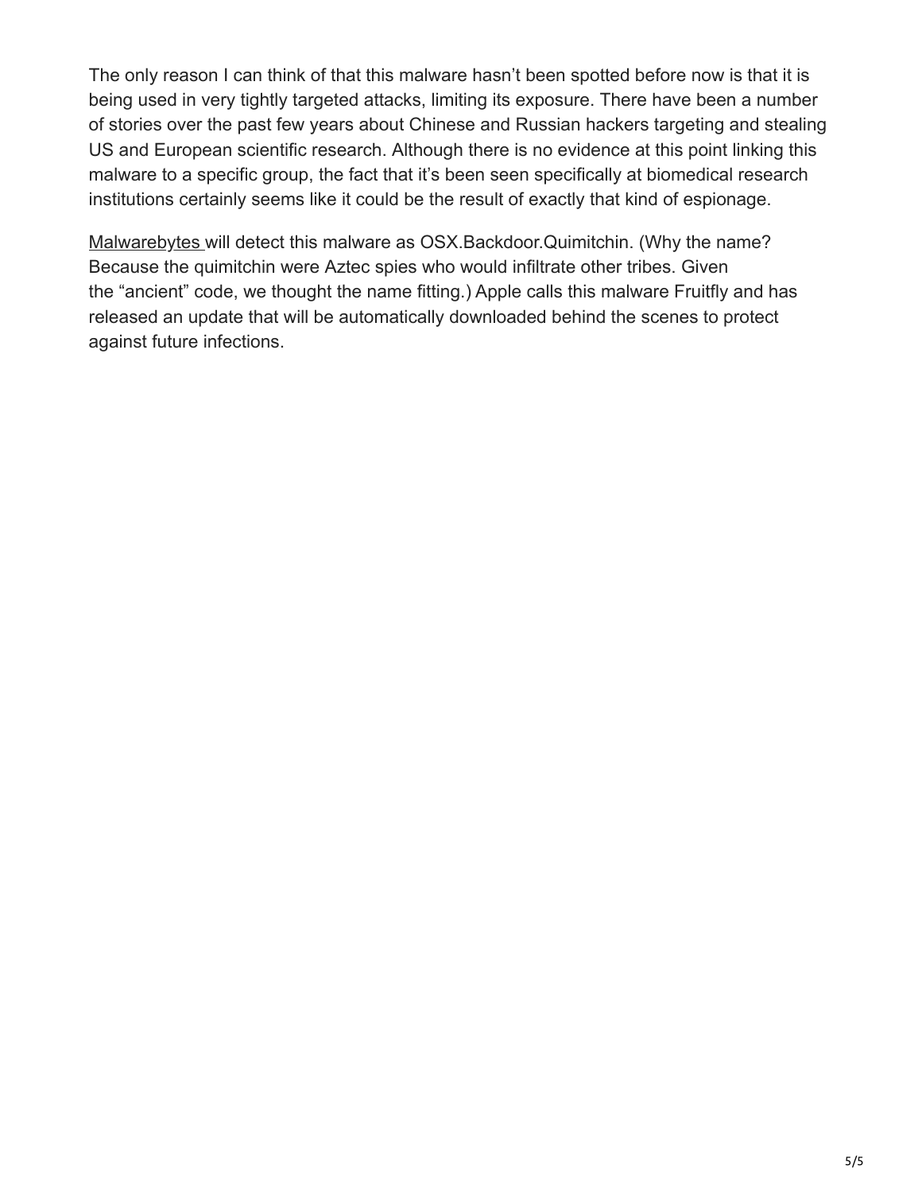The only reason I can think of that this malware hasn't been spotted before now is that it is being used in very tightly targeted attacks, limiting its exposure. There have been a number of stories over the past few years about Chinese and Russian hackers targeting and stealing US and European scientific research. Although there is no evidence at this point linking this malware to a specific group, the fact that it's been seen specifically at biomedical research institutions certainly seems like it could be the result of exactly that kind of espionage.

Malwarebytes will detect this malware as OSX.Backdoor.Quimitchin. (Why the name? Because the quimitchin were Aztec spies who would infiltrate other tribes. Given the "ancient" code, we thought the name fitting.) Apple calls this malware Fruitfly and has released an update that will be automatically downloaded behind the scenes to protect against future infections.